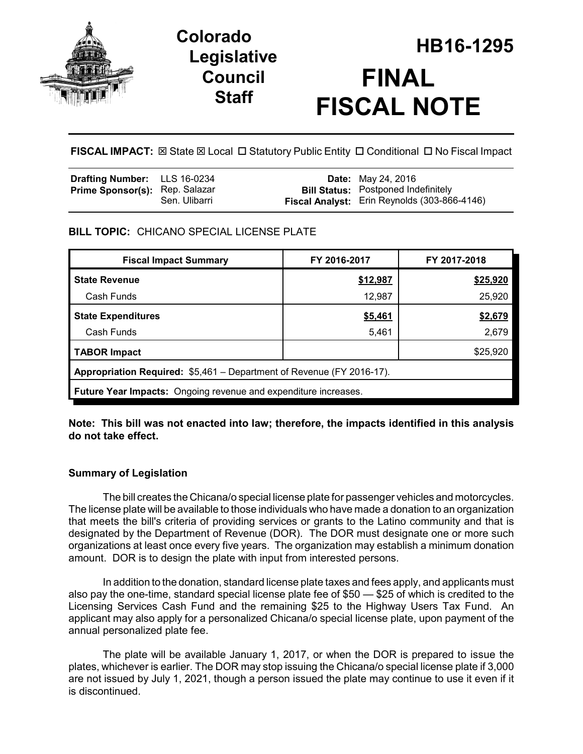# Colorado Legislative Council Staff

# HB16-1295

# FINAL FISCAL NOTE

**FISCAL IMPACT:** ☒ State ☒ Local ☐ Statutory Public Entity ☐ Conditional ☐ No Fiscal Impact

| | | | |
|---|---|---|---|
| **Drafting Number:** | LLS 16-0234 | **Date:** | May 24, 2016 |
| **Prime Sponsor(s):** | Rep. Salazar<br>Sen. Ulibarri | **Bill Status:** | Postponed Indefinitely |
| | | **Fiscal Analyst:** | Erin Reynolds (303-866-4146) |

**BILL TOPIC:** CHICANO SPECIAL LICENSE PLATE

| Fiscal Impact Summary | FY 2016-2017 | FY 2017-2018 |
|---|---|---|
| **State Revenue** | **$12,987** | **$25,920** |
| Cash Funds | 12,987 | 25,920 |
| **State Expenditures** | **$5,461** | **$2,679** |
| Cash Funds | 5,461 | 2,679 |
| **TABOR Impact** | | $25,920 |
| **Appropriation Required:** $5,461 – Department of Revenue (FY 2016-17). | | |
| **Future Year Impacts:** Ongoing revenue and expenditure increases. | | |

**Note: This bill was not enacted into law; therefore, the impacts identified in this analysis do not take effect.**

## Summary of Legislation

The bill creates the Chicana/o special license plate for passenger vehicles and motorcycles. The license plate will be available to those individuals who have made a donation to an organization that meets the bill's criteria of providing services or grants to the Latino community and that is designated by the Department of Revenue (DOR). The DOR must designate one or more such organizations at least once every five years. The organization may establish a minimum donation amount. DOR is to design the plate with input from interested persons.

In addition to the donation, standard license plate taxes and fees apply, and applicants must also pay the one-time, standard special license plate fee of $50 — $25 of which is credited to the Licensing Services Cash Fund and the remaining $25 to the Highway Users Tax Fund. An applicant may also apply for a personalized Chicana/o special license plate, upon payment of the annual personalized plate fee.

The plate will be available January 1, 2017, or when the DOR is prepared to issue the plates, whichever is earlier. The DOR may stop issuing the Chicana/o special license plate if 3,000 are not issued by July 1, 2021, though a person issued the plate may continue to use it even if it is discontinued.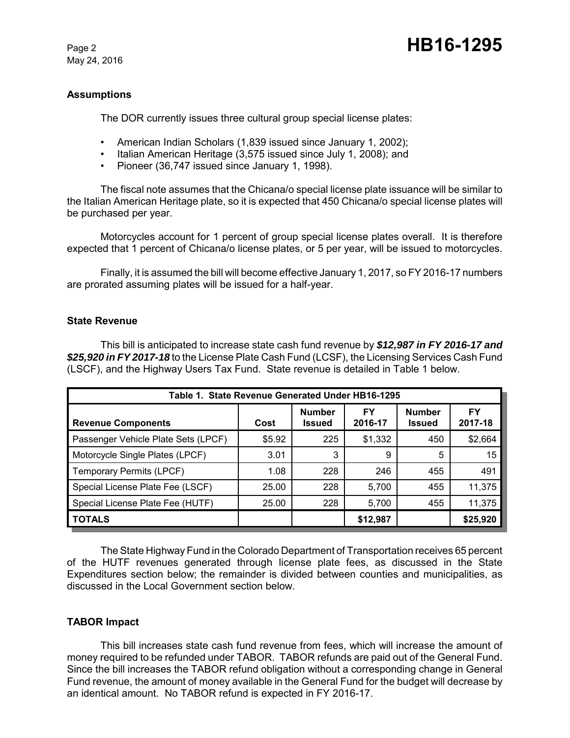## Assumptions

The DOR currently issues three cultural group special license plates:

- American Indian Scholars (1,839 issued since January 1, 2002);
- Italian American Heritage (3,575 issued since July 1, 2008); and
- Pioneer (36,747 issued since January 1, 1998).

The fiscal note assumes that the Chicana/o special license plate issuance will be similar to the Italian American Heritage plate, so it is expected that 450 Chicana/o special license plates will be purchased per year.

Motorcycles account for 1 percent of group special license plates overall. It is therefore expected that 1 percent of Chicana/o license plates, or 5 per year, will be issued to motorcycles.

Finally, it is assumed the bill will become effective January 1, 2017, so FY 2016-17 numbers are prorated assuming plates will be issued for a half-year.

## State Revenue

This bill is anticipated to increase state cash fund revenue by ***$12,987 in FY 2016-17 and $25,920 in FY 2017-18*** to the License Plate Cash Fund (LCSF), the Licensing Services Cash Fund (LSCF), and the Highway Users Tax Fund. State revenue is detailed in Table 1 below.

| Table 1. State Revenue Generated Under HB16-1295 | | | | | |
|---|---|---|---|---|---|
| **Revenue Components** | **Cost** | **Number Issued** | **FY 2016-17** | **Number Issued** | **FY 2017-18** |
| Passenger Vehicle Plate Sets (LPCF) | $5.92 | 225 | $1,332 | 450 | $2,664 |
| Motorcycle Single Plates (LPCF) | 3.01 | 3 | 9 | 5 | 15 |
| Temporary Permits (LPCF) | 1.08 | 228 | 246 | 455 | 491 |
| Special License Plate Fee (LSCF) | 25.00 | 228 | 5,700 | 455 | 11,375 |
| Special License Plate Fee (HUTF) | 25.00 | 228 | 5,700 | 455 | 11,375 |
| **TOTALS** | | | **$12,987** | | **$25,920** |

The State Highway Fund in the Colorado Department of Transportation receives 65 percent of the HUTF revenues generated through license plate fees, as discussed in the State Expenditures section below; the remainder is divided between counties and municipalities, as discussed in the Local Government section below.

## TABOR Impact

This bill increases state cash fund revenue from fees, which will increase the amount of money required to be refunded under TABOR. TABOR refunds are paid out of the General Fund. Since the bill increases the TABOR refund obligation without a corresponding change in General Fund revenue, the amount of money available in the General Fund for the budget will decrease by an identical amount. No TABOR refund is expected in FY 2016-17.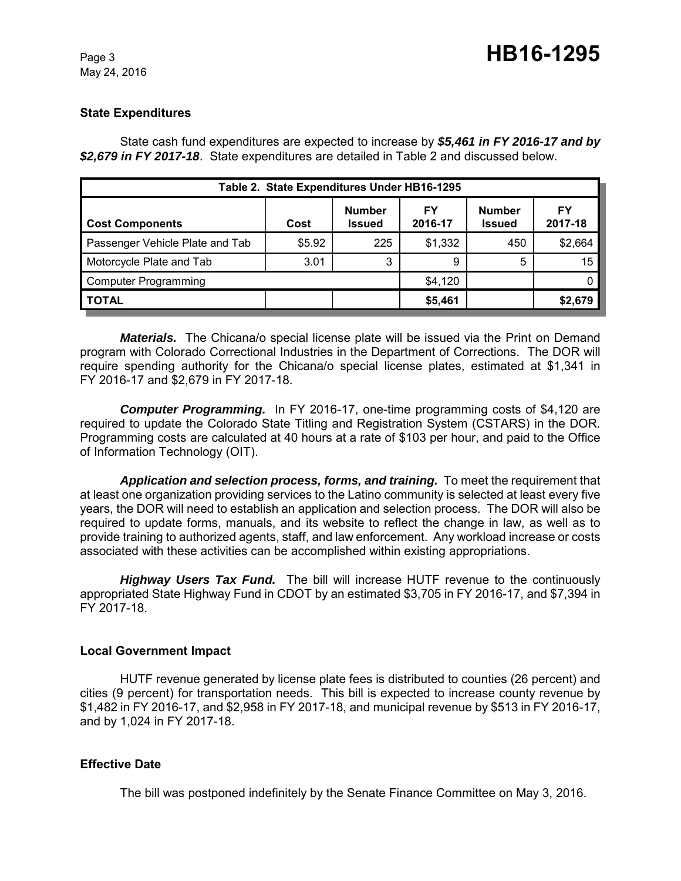### State Expenditures

State cash fund expenditures are expected to increase by ***$5,461 in FY 2016-17 and by $2,679 in FY 2017-18***. State expenditures are detailed in Table 2 and discussed below.

| Table 2. State Expenditures Under HB16-1295 | | | | | |
|---|---|---|---|---|---|
| **Cost Components** | **Cost** | **Number Issued** | **FY 2016-17** | **Number Issued** | **FY 2017-18** |
| Passenger Vehicle Plate and Tab | $5.92 | 225 | $1,332 | 450 | $2,664 |
| Motorcycle Plate and Tab | 3.01 | 3 | 9 | 5 | 15 |
| Computer Programming | | | $4,120 | | 0 |
| **TOTAL** | | | **$5,461** | | **$2,679** |

***Materials.*** The Chicana/o special license plate will be issued via the Print on Demand program with Colorado Correctional Industries in the Department of Corrections. The DOR will require spending authority for the Chicana/o special license plates, estimated at $1,341 in FY 2016-17 and $2,679 in FY 2017-18.

***Computer Programming.*** In FY 2016-17, one-time programming costs of $4,120 are required to update the Colorado State Titling and Registration System (CSTARS) in the DOR. Programming costs are calculated at 40 hours at a rate of $103 per hour, and paid to the Office of Information Technology (OIT).

***Application and selection process, forms, and training.*** To meet the requirement that at least one organization providing services to the Latino community is selected at least every five years, the DOR will need to establish an application and selection process. The DOR will also be required to update forms, manuals, and its website to reflect the change in law, as well as to provide training to authorized agents, staff, and law enforcement. Any workload increase or costs associated with these activities can be accomplished within existing appropriations.

***Highway Users Tax Fund.*** The bill will increase HUTF revenue to the continuously appropriated State Highway Fund in CDOT by an estimated $3,705 in FY 2016-17, and $7,394 in FY 2017-18.

### Local Government Impact

HUTF revenue generated by license plate fees is distributed to counties (26 percent) and cities (9 percent) for transportation needs. This bill is expected to increase county revenue by $1,482 in FY 2016-17, and $2,958 in FY 2017-18, and municipal revenue by $513 in FY 2016-17, and by 1,024 in FY 2017-18.

### Effective Date

The bill was postponed indefinitely by the Senate Finance Committee on May 3, 2016.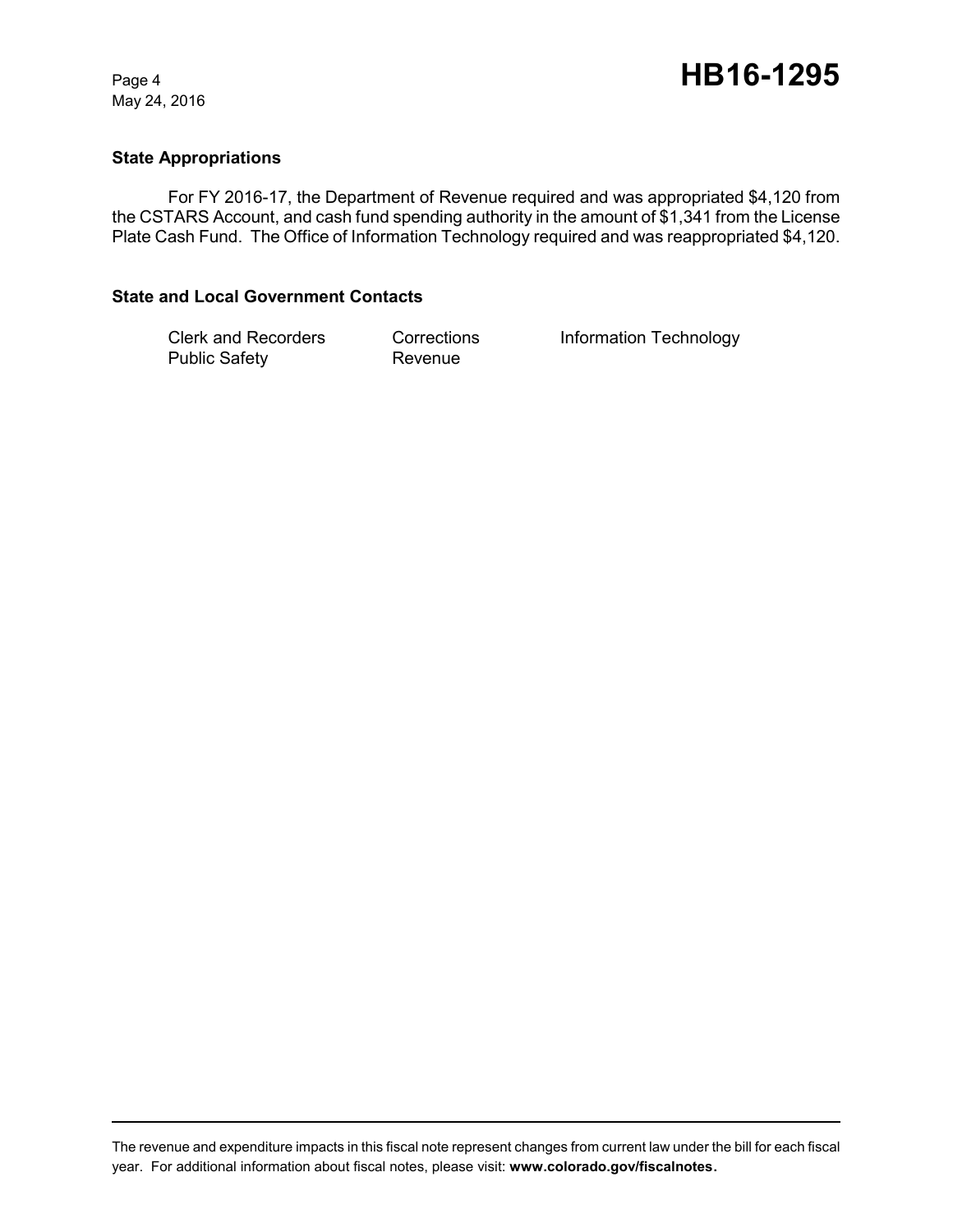**State Appropriations**

For FY 2016-17, the Department of Revenue required and was appropriated $4,120 from the CSTARS Account, and cash fund spending authority in the amount of $1,341 from the License Plate Cash Fund. The Office of Information Technology required and was reappropriated $4,120.

**State and Local Government Contacts**

| | | |
|---|---|---|
| Clerk and Recorders | Corrections | Information Technology |
| Public Safety | Revenue | |

The revenue and expenditure impacts in this fiscal note represent changes from current law under the bill for each fiscal year. For additional information about fiscal notes, please visit: **www.colorado.gov/fiscalnotes.**